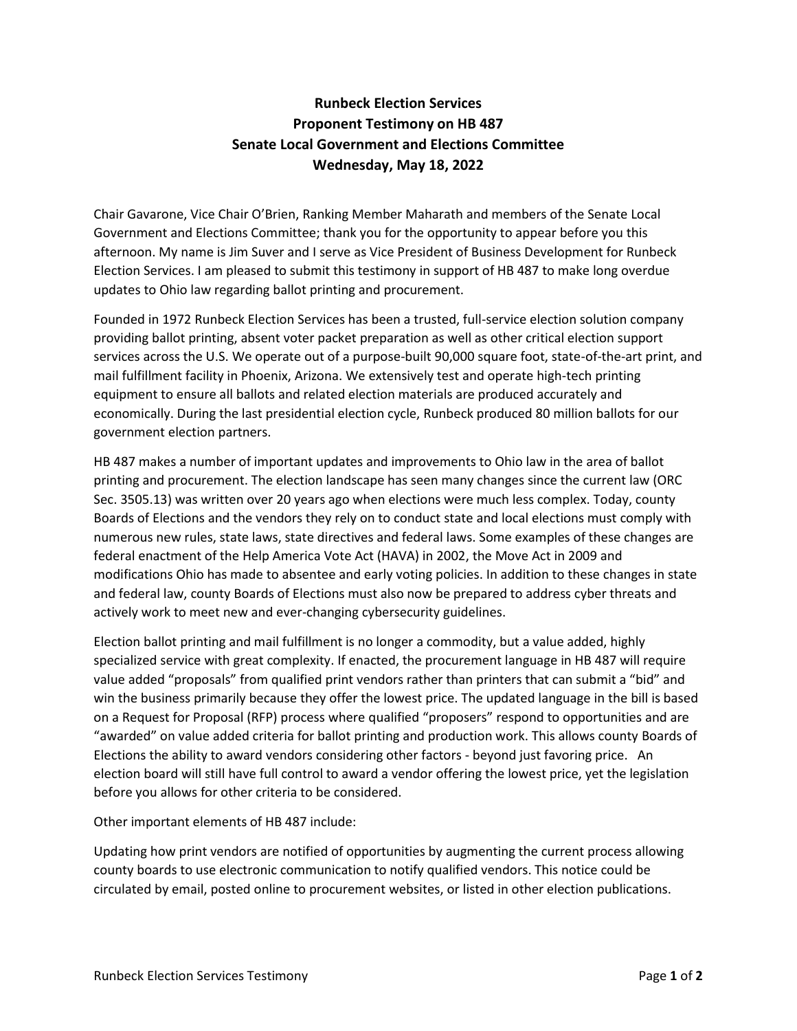# Runbeck Election Services
## Proponent Testimony on HB 487
## Senate Local Government and Elections Committee
## Wednesday, May 18, 2022

Chair Gavarone, Vice Chair O'Brien, Ranking Member Maharath and members of the Senate Local Government and Elections Committee; thank you for the opportunity to appear before you this afternoon. My name is Jim Suver and I serve as Vice President of Business Development for Runbeck Election Services. I am pleased to submit this testimony in support of HB 487 to make long overdue updates to Ohio law regarding ballot printing and procurement.

Founded in 1972 Runbeck Election Services has been a trusted, full-service election solution company providing ballot printing, absent voter packet preparation as well as other critical election support services across the U.S. We operate out of a purpose-built 90,000 square foot, state-of-the-art print, and mail fulfillment facility in Phoenix, Arizona. We extensively test and operate high-tech printing equipment to ensure all ballots and related election materials are produced accurately and economically. During the last presidential election cycle, Runbeck produced 80 million ballots for our government election partners.

HB 487 makes a number of important updates and improvements to Ohio law in the area of ballot printing and procurement. The election landscape has seen many changes since the current law (ORC Sec. 3505.13) was written over 20 years ago when elections were much less complex. Today, county Boards of Elections and the vendors they rely on to conduct state and local elections must comply with numerous new rules, state laws, state directives and federal laws. Some examples of these changes are federal enactment of the Help America Vote Act (HAVA) in 2002, the Move Act in 2009 and modifications Ohio has made to absentee and early voting policies. In addition to these changes in state and federal law, county Boards of Elections must also now be prepared to address cyber threats and actively work to meet new and ever-changing cybersecurity guidelines.

Election ballot printing and mail fulfillment is no longer a commodity, but a value added, highly specialized service with great complexity. If enacted, the procurement language in HB 487 will require value added "proposals" from qualified print vendors rather than printers that can submit a "bid" and win the business primarily because they offer the lowest price. The updated language in the bill is based on a Request for Proposal (RFP) process where qualified "proposers" respond to opportunities and are "awarded" on value added criteria for ballot printing and production work. This allows county Boards of Elections the ability to award vendors considering other factors - beyond just favoring price. An election board will still have full control to award a vendor offering the lowest price, yet the legislation before you allows for other criteria to be considered.

Other important elements of HB 487 include:

Updating how print vendors are notified of opportunities by augmenting the current process allowing county boards to use electronic communication to notify qualified vendors. This notice could be circulated by email, posted online to procurement websites, or listed in other election publications.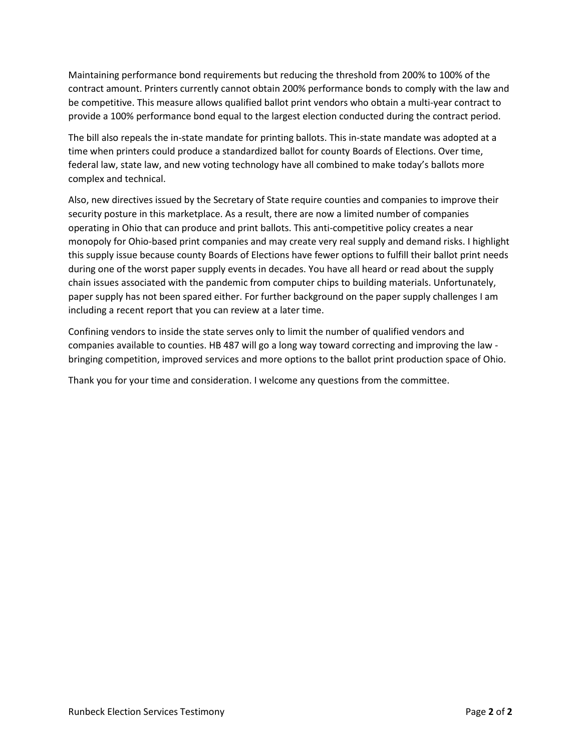Maintaining performance bond requirements but reducing the threshold from 200% to 100% of the contract amount. Printers currently cannot obtain 200% performance bonds to comply with the law and be competitive. This measure allows qualified ballot print vendors who obtain a multi-year contract to provide a 100% performance bond equal to the largest election conducted during the contract period.

The bill also repeals the in-state mandate for printing ballots. This in-state mandate was adopted at a time when printers could produce a standardized ballot for county Boards of Elections. Over time, federal law, state law, and new voting technology have all combined to make today's ballots more complex and technical.

Also, new directives issued by the Secretary of State require counties and companies to improve their security posture in this marketplace. As a result, there are now a limited number of companies operating in Ohio that can produce and print ballots. This anti-competitive policy creates a near monopoly for Ohio-based print companies and may create very real supply and demand risks. I highlight this supply issue because county Boards of Elections have fewer options to fulfill their ballot print needs during one of the worst paper supply events in decades. You have all heard or read about the supply chain issues associated with the pandemic from computer chips to building materials. Unfortunately, paper supply has not been spared either. For further background on the paper supply challenges I am including a recent report that you can review at a later time.

Confining vendors to inside the state serves only to limit the number of qualified vendors and companies available to counties. HB 487 will go a long way toward correcting and improving the law - bringing competition, improved services and more options to the ballot print production space of Ohio.

Thank you for your time and consideration. I welcome any questions from the committee.